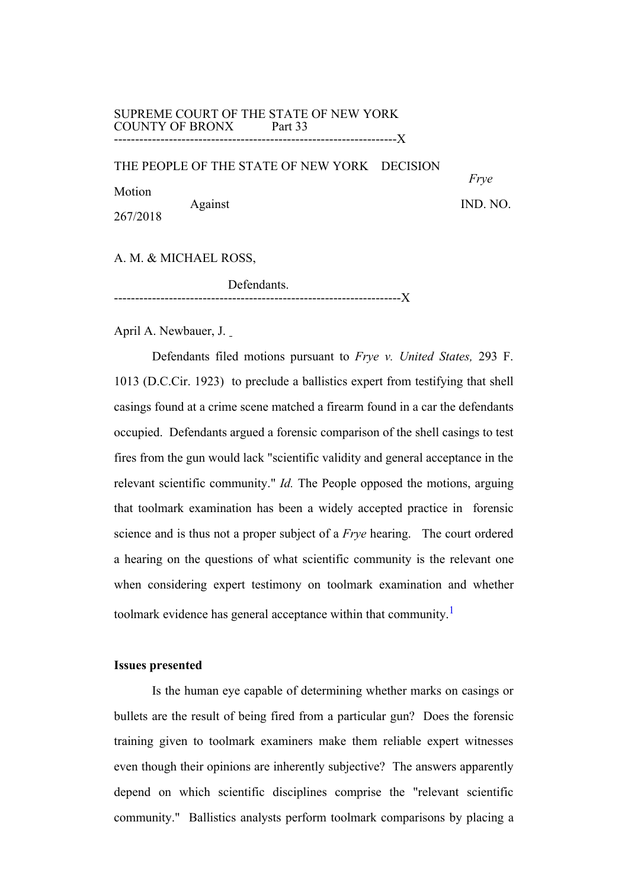SUPREME COURT OF THE STATE OF NEW YORK
COUNTY OF BRONX Part 33
-------------------------------------------------------------------X

THE PEOPLE OF THE STATE OF NEW YORK DECISION *Frye* Motion

Against IND. NO. 267/2018

A. M. & MICHAEL ROSS,

Defendants.
-------------------------------------------------------------------X

April A. Newbauer, J.

Defendants filed motions pursuant to *Frye v. United States,* 293 F. 1013 (D.C.Cir. 1923) to preclude a ballistics expert from testifying that shell casings found at a crime scene matched a firearm found in a car the defendants occupied. Defendants argued a forensic comparison of the shell casings to test fires from the gun would lack "scientific validity and general acceptance in the relevant scientific community." *Id.* The People opposed the motions, arguing that toolmark examination has been a widely accepted practice in forensic science and is thus not a proper subject of a *Frye* hearing. The court ordered a hearing on the questions of what scientific community is the relevant one when considering expert testimony on toolmark examination and whether toolmark evidence has general acceptance within that community.[1]

**Issues presented**

Is the human eye capable of determining whether marks on casings or bullets are the result of being fired from a particular gun? Does the forensic training given to toolmark examiners make them reliable expert witnesses even though their opinions are inherently subjective? The answers apparently depend on which scientific disciplines comprise the "relevant scientific community." Ballistics analysts perform toolmark comparisons by placing a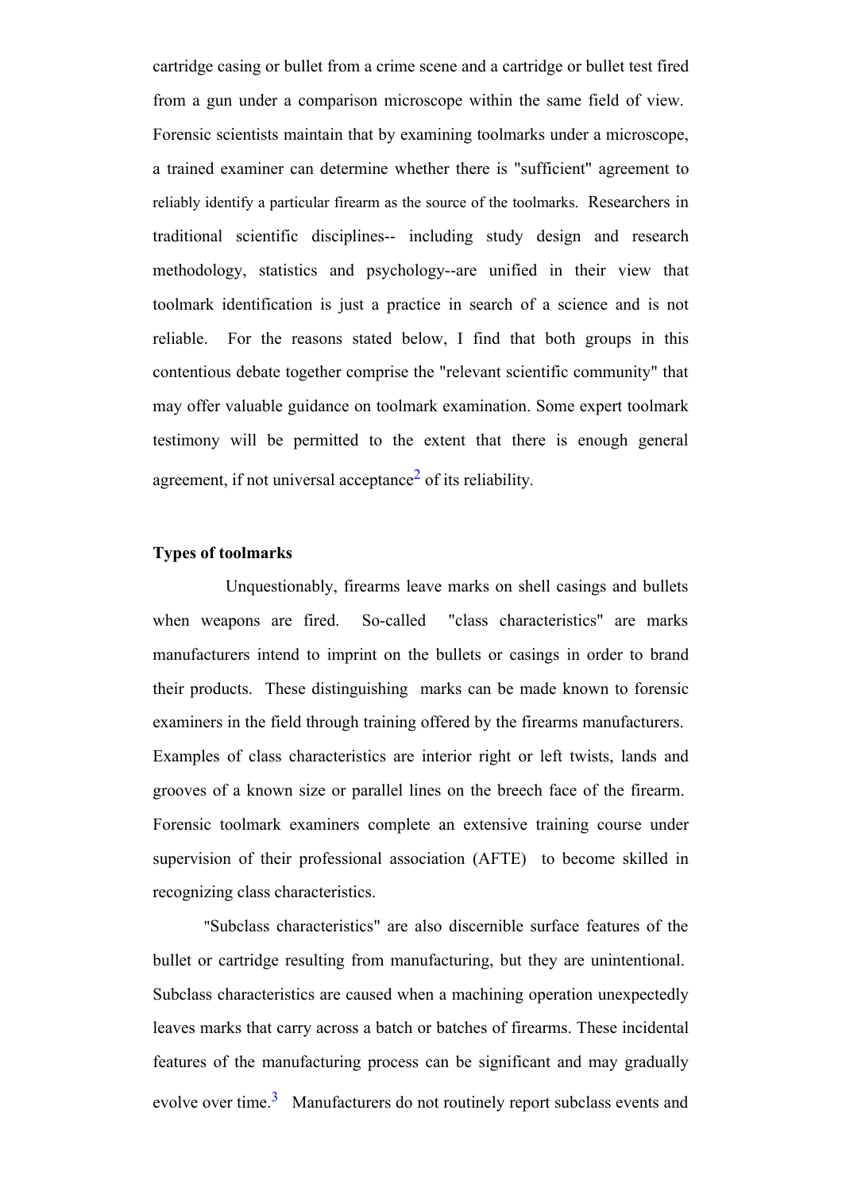cartridge casing or bullet from a crime scene and a cartridge or bullet test fired from a gun under a comparison microscope within the same field of view. Forensic scientists maintain that by examining toolmarks under a microscope, a trained examiner can determine whether there is "sufficient" agreement to reliably identify a particular firearm as the source of the toolmarks. Researchers in traditional scientific disciplines-- including study design and research methodology, statistics and psychology--are unified in their view that toolmark identification is just a practice in search of a science and is not reliable. For the reasons stated below, I find that both groups in this contentious debate together comprise the "relevant scientific community" that may offer valuable guidance on toolmark examination. Some expert toolmark testimony will be permitted to the extent that there is enough general agreement, if not universal acceptance[2] of its reliability.

**Types of toolmarks**

Unquestionably, firearms leave marks on shell casings and bullets when weapons are fired. So-called "class characteristics" are marks manufacturers intend to imprint on the bullets or casings in order to brand their products. These distinguishing marks can be made known to forensic examiners in the field through training offered by the firearms manufacturers. Examples of class characteristics are interior right or left twists, lands and grooves of a known size or parallel lines on the breech face of the firearm. Forensic toolmark examiners complete an extensive training course under supervision of their professional association (AFTE) to become skilled in recognizing class characteristics.

"Subclass characteristics" are also discernible surface features of the bullet or cartridge resulting from manufacturing, but they are unintentional. Subclass characteristics are caused when a machining operation unexpectedly leaves marks that carry across a batch or batches of firearms. These incidental features of the manufacturing process can be significant and may gradually evolve over time.[3] Manufacturers do not routinely report subclass events and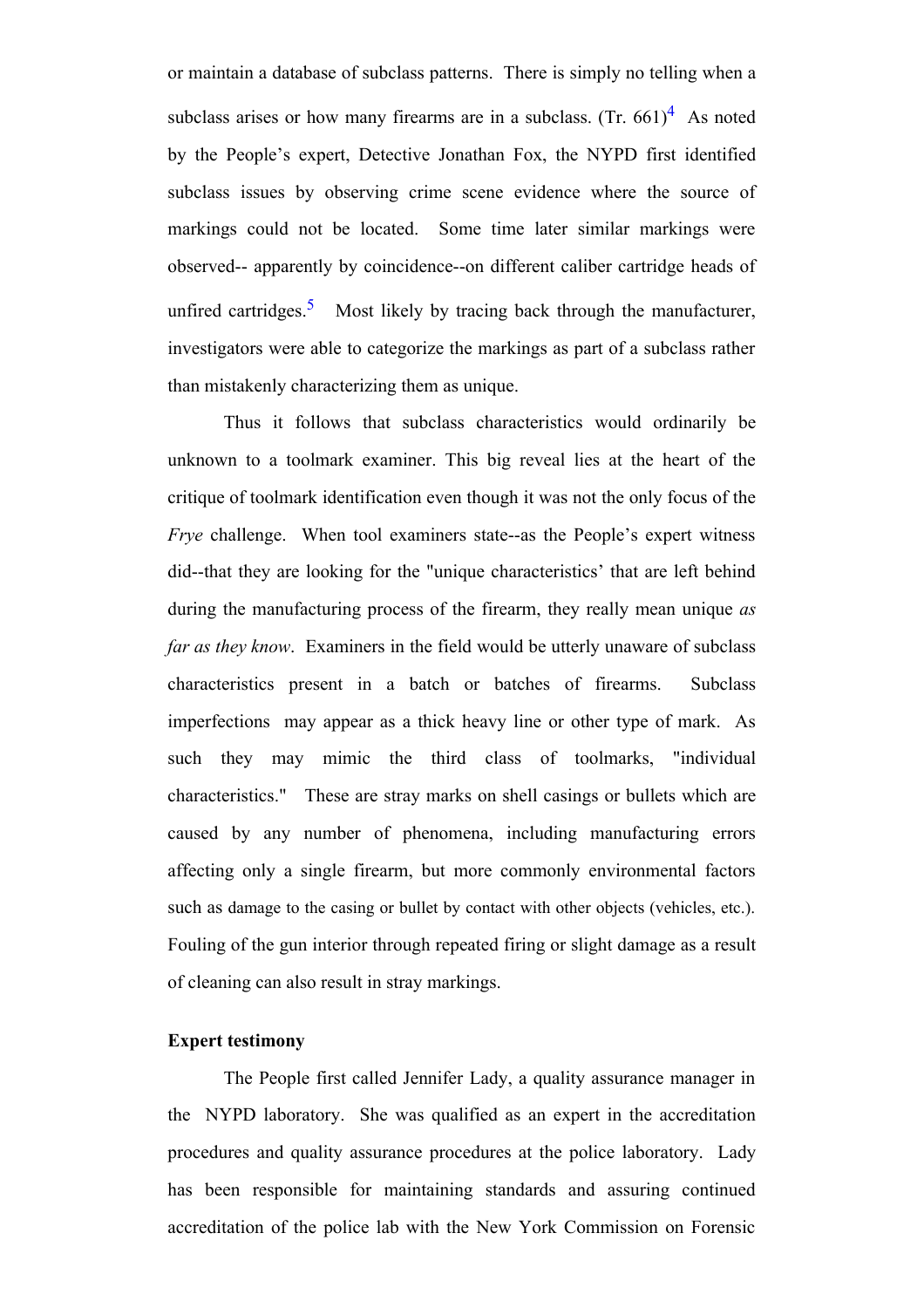or maintain a database of subclass patterns. There is simply no telling when a subclass arises or how many firearms are in a subclass. (Tr. 661)[4] As noted by the People's expert, Detective Jonathan Fox, the NYPD first identified subclass issues by observing crime scene evidence where the source of markings could not be located. Some time later similar markings were observed-- apparently by coincidence--on different caliber cartridge heads of unfired cartridges.[5] Most likely by tracing back through the manufacturer, investigators were able to categorize the markings as part of a subclass rather than mistakenly characterizing them as unique.

Thus it follows that subclass characteristics would ordinarily be unknown to a toolmark examiner. This big reveal lies at the heart of the critique of toolmark identification even though it was not the only focus of the *Frye* challenge. When tool examiners state--as the People's expert witness did--that they are looking for the "unique characteristics' that are left behind during the manufacturing process of the firearm, they really mean unique *as far as they know*. Examiners in the field would be utterly unaware of subclass characteristics present in a batch or batches of firearms. Subclass imperfections may appear as a thick heavy line or other type of mark. As such they may mimic the third class of toolmarks, "individual characteristics." These are stray marks on shell casings or bullets which are caused by any number of phenomena, including manufacturing errors affecting only a single firearm, but more commonly environmental factors such as damage to the casing or bullet by contact with other objects (vehicles, etc.). Fouling of the gun interior through repeated firing or slight damage as a result of cleaning can also result in stray markings.

**Expert testimony**

The People first called Jennifer Lady, a quality assurance manager in the NYPD laboratory. She was qualified as an expert in the accreditation procedures and quality assurance procedures at the police laboratory. Lady has been responsible for maintaining standards and assuring continued accreditation of the police lab with the New York Commission on Forensic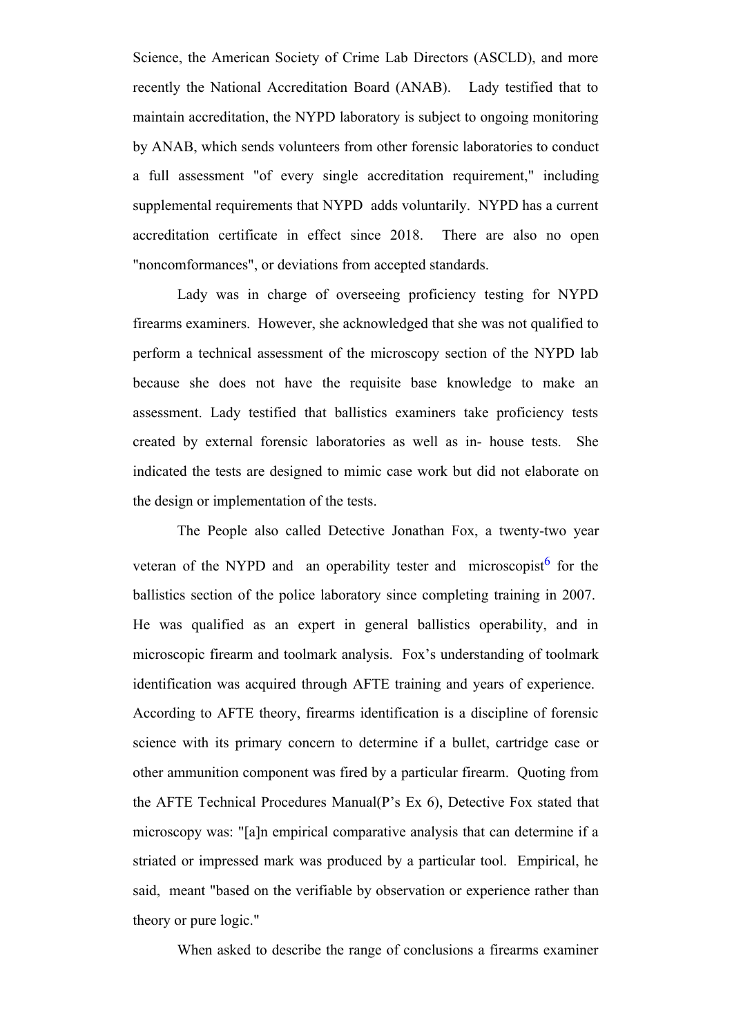Science, the American Society of Crime Lab Directors (ASCLD), and more recently the National Accreditation Board (ANAB). Lady testified that to maintain accreditation, the NYPD laboratory is subject to ongoing monitoring by ANAB, which sends volunteers from other forensic laboratories to conduct a full assessment "of every single accreditation requirement," including supplemental requirements that NYPD adds voluntarily. NYPD has a current accreditation certificate in effect since 2018. There are also no open "noncomformances", or deviations from accepted standards.

Lady was in charge of overseeing proficiency testing for NYPD firearms examiners. However, she acknowledged that she was not qualified to perform a technical assessment of the microscopy section of the NYPD lab because she does not have the requisite base knowledge to make an assessment. Lady testified that ballistics examiners take proficiency tests created by external forensic laboratories as well as in- house tests. She indicated the tests are designed to mimic case work but did not elaborate on the design or implementation of the tests.

The People also called Detective Jonathan Fox, a twenty-two year veteran of the NYPD and an operability tester and microscopist[6] for the ballistics section of the police laboratory since completing training in 2007. He was qualified as an expert in general ballistics operability, and in microscopic firearm and toolmark analysis. Fox's understanding of toolmark identification was acquired through AFTE training and years of experience. According to AFTE theory, firearms identification is a discipline of forensic science with its primary concern to determine if a bullet, cartridge case or other ammunition component was fired by a particular firearm. Quoting from the AFTE Technical Procedures Manual(P's Ex 6), Detective Fox stated that microscopy was: "[a]n empirical comparative analysis that can determine if a striated or impressed mark was produced by a particular tool. Empirical, he said, meant "based on the verifiable by observation or experience rather than theory or pure logic."

When asked to describe the range of conclusions a firearms examiner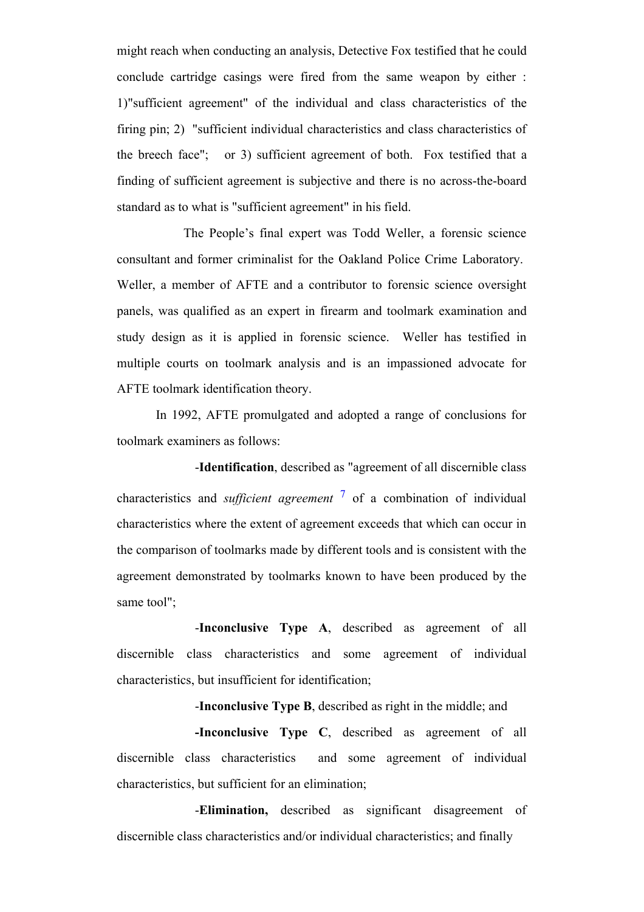might reach when conducting an analysis, Detective Fox testified that he could conclude cartridge casings were fired from the same weapon by either : 1)"sufficient agreement" of the individual and class characteristics of the firing pin; 2) "sufficient individual characteristics and class characteristics of the breech face"; or 3) sufficient agreement of both. Fox testified that a finding of sufficient agreement is subjective and there is no across-the-board standard as to what is "sufficient agreement" in his field.

The People's final expert was Todd Weller, a forensic science consultant and former criminalist for the Oakland Police Crime Laboratory. Weller, a member of AFTE and a contributor to forensic science oversight panels, was qualified as an expert in firearm and toolmark examination and study design as it is applied in forensic science. Weller has testified in multiple courts on toolmark analysis and is an impassioned advocate for AFTE toolmark identification theory.

In 1992, AFTE promulgated and adopted a range of conclusions for toolmark examiners as follows:

-**Identification**, described as "agreement of all discernible class characteristics and *sufficient agreement* [7] of a combination of individual characteristics where the extent of agreement exceeds that which can occur in the comparison of toolmarks made by different tools and is consistent with the agreement demonstrated by toolmarks known to have been produced by the same tool";

-**Inconclusive Type A**, described as agreement of all discernible class characteristics and some agreement of individual characteristics, but insufficient for identification;

-**Inconclusive Type B**, described as right in the middle; and

**-Inconclusive Type C**, described as agreement of all discernible class characteristics and some agreement of individual characteristics, but sufficient for an elimination;

-**Elimination,** described as significant disagreement of discernible class characteristics and/or individual characteristics; and finally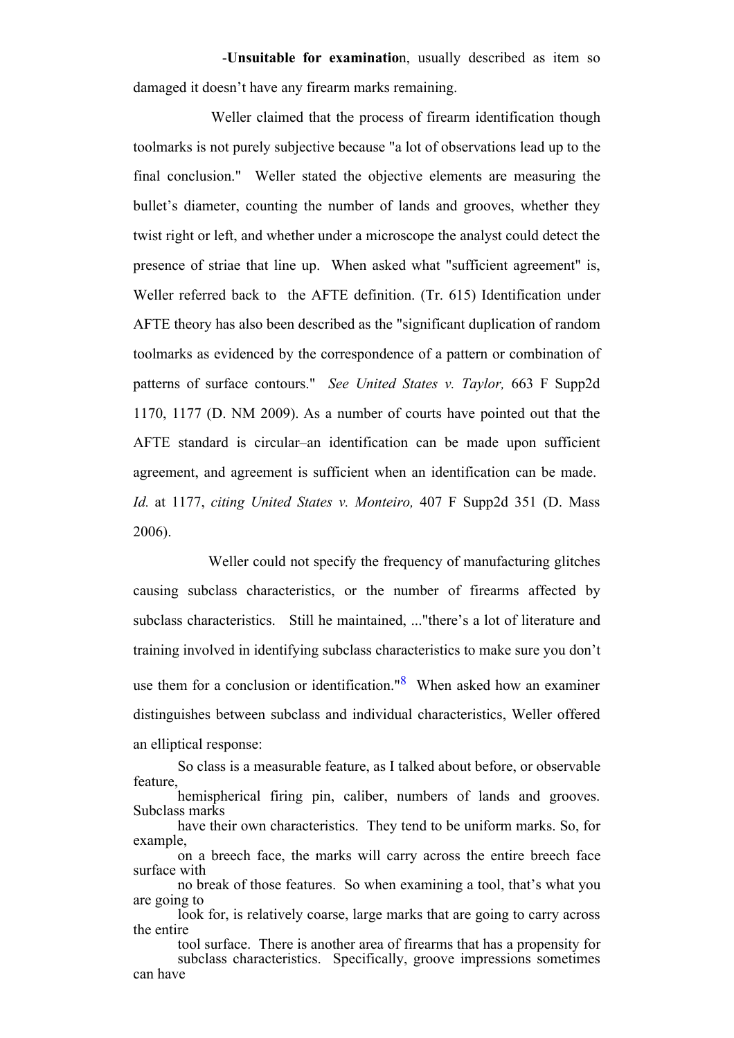-**Unsuitable for examinatio**n, usually described as item so damaged it doesn't have any firearm marks remaining.

Weller claimed that the process of firearm identification though toolmarks is not purely subjective because "a lot of observations lead up to the final conclusion." Weller stated the objective elements are measuring the bullet's diameter, counting the number of lands and grooves, whether they twist right or left, and whether under a microscope the analyst could detect the presence of striae that line up. When asked what "sufficient agreement" is, Weller referred back to the AFTE definition. (Tr. 615) Identification under AFTE theory has also been described as the "significant duplication of random toolmarks as evidenced by the correspondence of a pattern or combination of patterns of surface contours." *See United States v. Taylor,* 663 F Supp2d 1170, 1177 (D. NM 2009). As a number of courts have pointed out that the AFTE standard is circular–an identification can be made upon sufficient agreement, and agreement is sufficient when an identification can be made. *Id.* at 1177, *citing United States v. Monteiro,* 407 F Supp2d 351 (D. Mass 2006).

Weller could not specify the frequency of manufacturing glitches causing subclass characteristics, or the number of firearms affected by subclass characteristics. Still he maintained, ..."there's a lot of literature and training involved in identifying subclass characteristics to make sure you don't use them for a conclusion or identification."[8] When asked how an examiner distinguishes between subclass and individual characteristics, Weller offered an elliptical response:

> So class is a measurable feature, as I talked about before, or observable feature,
> hemispherical firing pin, caliber, numbers of lands and grooves. Subclass marks
> have their own characteristics. They tend to be uniform marks. So, for example,
> on a breech face, the marks will carry across the entire breech face surface with
> no break of those features. So when examining a tool, that's what you are going to
> look for, is relatively coarse, large marks that are going to carry across the entire
> tool surface. There is another area of firearms that has a propensity for
> subclass characteristics. Specifically, groove impressions sometimes can have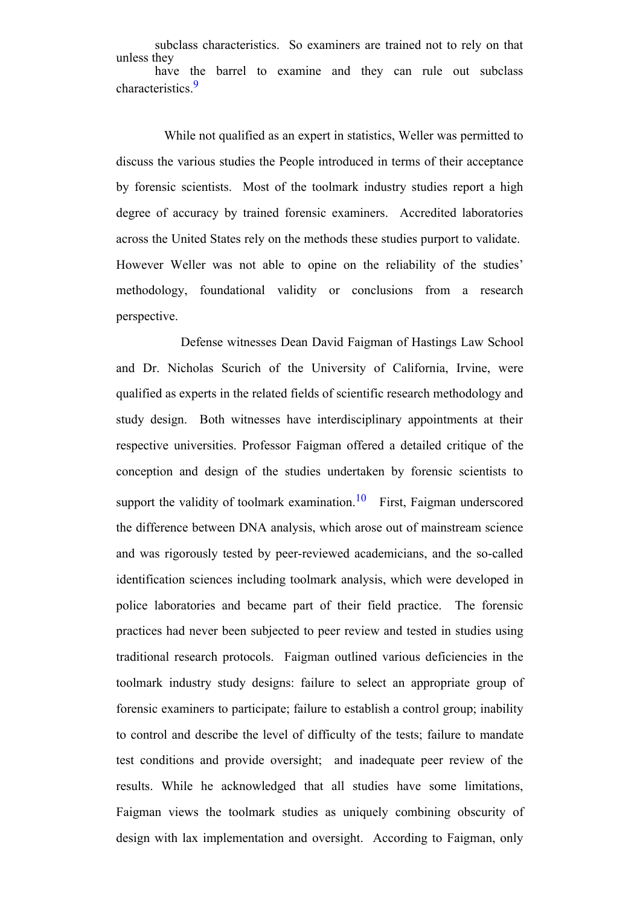> subclass characteristics. So examiners are trained not to rely on that unless they
> have the barrel to examine and they can rule out subclass characteristics.[9]

While not qualified as an expert in statistics, Weller was permitted to discuss the various studies the People introduced in terms of their acceptance by forensic scientists. Most of the toolmark industry studies report a high degree of accuracy by trained forensic examiners. Accredited laboratories across the United States rely on the methods these studies purport to validate. However Weller was not able to opine on the reliability of the studies' methodology, foundational validity or conclusions from a research perspective.

Defense witnesses Dean David Faigman of Hastings Law School and Dr. Nicholas Scurich of the University of California, Irvine, were qualified as experts in the related fields of scientific research methodology and study design. Both witnesses have interdisciplinary appointments at their respective universities. Professor Faigman offered a detailed critique of the conception and design of the studies undertaken by forensic scientists to support the validity of toolmark examination.[10] First, Faigman underscored the difference between DNA analysis, which arose out of mainstream science and was rigorously tested by peer-reviewed academicians, and the so-called identification sciences including toolmark analysis, which were developed in police laboratories and became part of their field practice. The forensic practices had never been subjected to peer review and tested in studies using traditional research protocols. Faigman outlined various deficiencies in the toolmark industry study designs: failure to select an appropriate group of forensic examiners to participate; failure to establish a control group; inability to control and describe the level of difficulty of the tests; failure to mandate test conditions and provide oversight; and inadequate peer review of the results. While he acknowledged that all studies have some limitations, Faigman views the toolmark studies as uniquely combining obscurity of design with lax implementation and oversight. According to Faigman, only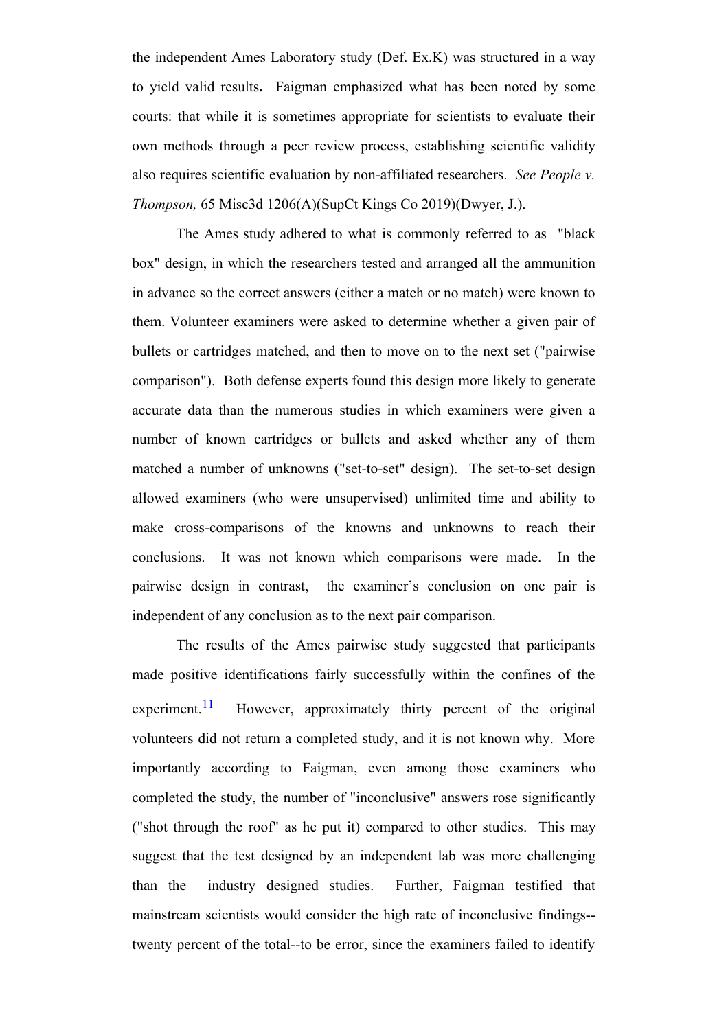the independent Ames Laboratory study (Def. Ex.K) was structured in a way to yield valid results**.** Faigman emphasized what has been noted by some courts: that while it is sometimes appropriate for scientists to evaluate their own methods through a peer review process, establishing scientific validity also requires scientific evaluation by non-affiliated researchers. *See People v. Thompson,* 65 Misc3d 1206(A)(SupCt Kings Co 2019)(Dwyer, J.).

The Ames study adhered to what is commonly referred to as "black box" design, in which the researchers tested and arranged all the ammunition in advance so the correct answers (either a match or no match) were known to them. Volunteer examiners were asked to determine whether a given pair of bullets or cartridges matched, and then to move on to the next set ("pairwise comparison"). Both defense experts found this design more likely to generate accurate data than the numerous studies in which examiners were given a number of known cartridges or bullets and asked whether any of them matched a number of unknowns ("set-to-set" design). The set-to-set design allowed examiners (who were unsupervised) unlimited time and ability to make cross-comparisons of the knowns and unknowns to reach their conclusions. It was not known which comparisons were made. In the pairwise design in contrast, the examiner's conclusion on one pair is independent of any conclusion as to the next pair comparison.

The results of the Ames pairwise study suggested that participants made positive identifications fairly successfully within the confines of the experiment.[11] However, approximately thirty percent of the original volunteers did not return a completed study, and it is not known why. More importantly according to Faigman, even among those examiners who completed the study, the number of "inconclusive" answers rose significantly ("shot through the roof" as he put it) compared to other studies. This may suggest that the test designed by an independent lab was more challenging than the industry designed studies. Further, Faigman testified that mainstream scientists would consider the high rate of inconclusive findings--twenty percent of the total--to be error, since the examiners failed to identify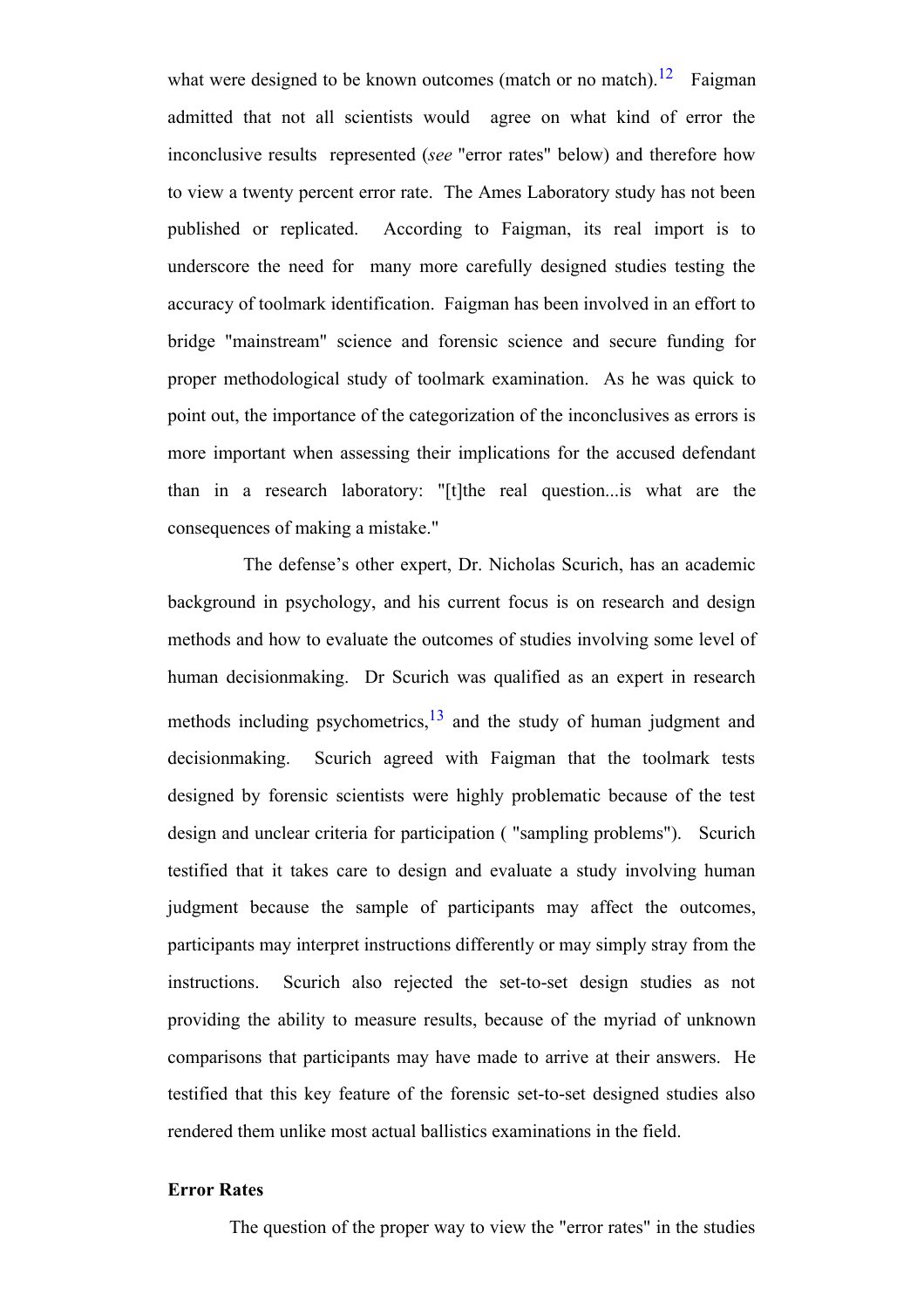what were designed to be known outcomes (match or no match).[12] Faigman admitted that not all scientists would agree on what kind of error the inconclusive results represented (*see* "error rates" below) and therefore how to view a twenty percent error rate. The Ames Laboratory study has not been published or replicated. According to Faigman, its real import is to underscore the need for many more carefully designed studies testing the accuracy of toolmark identification. Faigman has been involved in an effort to bridge "mainstream" science and forensic science and secure funding for proper methodological study of toolmark examination. As he was quick to point out, the importance of the categorization of the inconclusives as errors is more important when assessing their implications for the accused defendant than in a research laboratory: "[t]he real question...is what are the consequences of making a mistake."

The defense's other expert, Dr. Nicholas Scurich, has an academic background in psychology, and his current focus is on research and design methods and how to evaluate the outcomes of studies involving some level of human decisionmaking. Dr Scurich was qualified as an expert in research methods including psychometrics,[13] and the study of human judgment and decisionmaking. Scurich agreed with Faigman that the toolmark tests designed by forensic scientists were highly problematic because of the test design and unclear criteria for participation ( "sampling problems"). Scurich testified that it takes care to design and evaluate a study involving human judgment because the sample of participants may affect the outcomes, participants may interpret instructions differently or may simply stray from the instructions. Scurich also rejected the set-to-set design studies as not providing the ability to measure results, because of the myriad of unknown comparisons that participants may have made to arrive at their answers. He testified that this key feature of the forensic set-to-set designed studies also rendered them unlike most actual ballistics examinations in the field.

**Error Rates**

The question of the proper way to view the "error rates" in the studies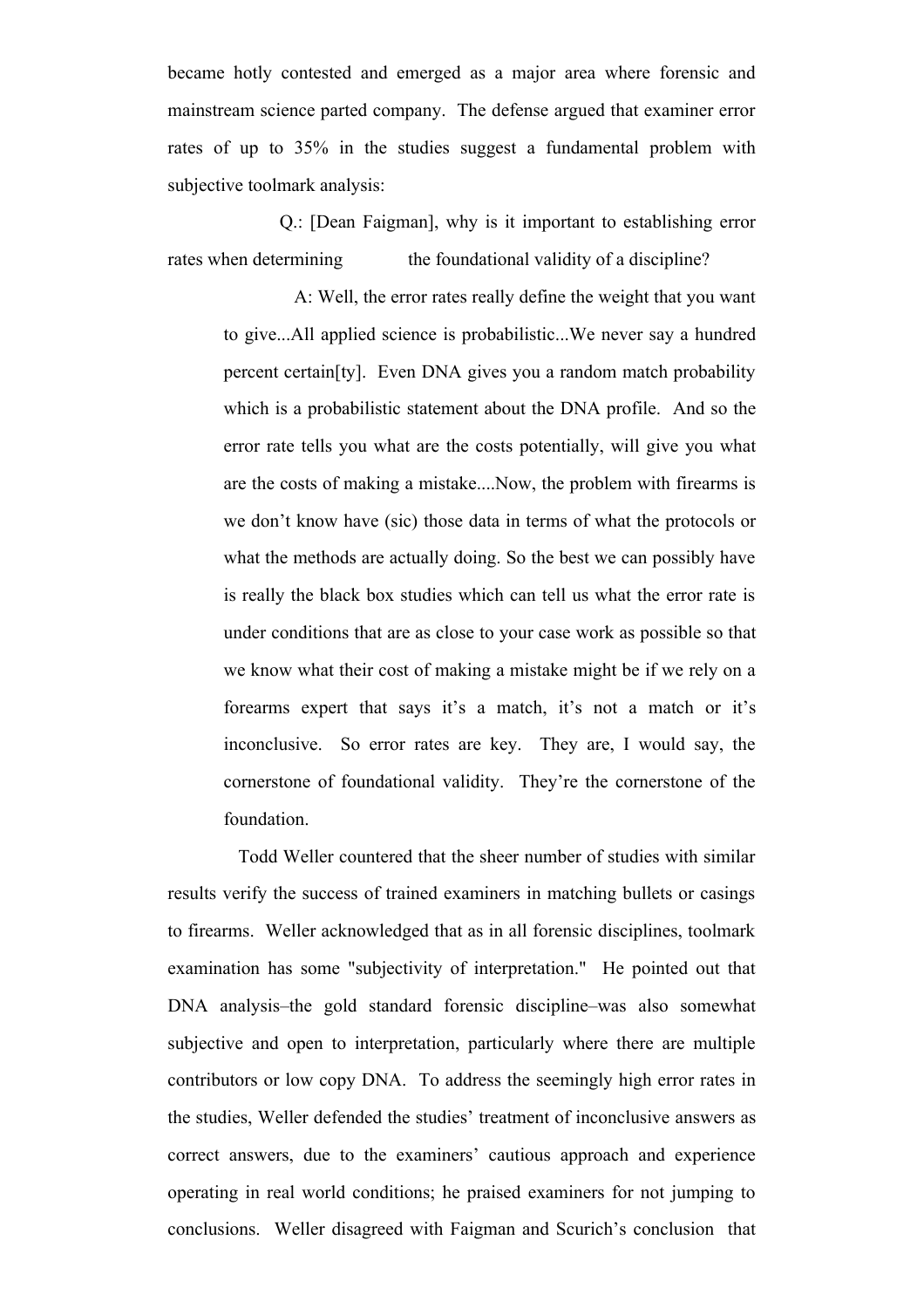became hotly contested and emerged as a major area where forensic and mainstream science parted company. The defense argued that examiner error rates of up to 35% in the studies suggest a fundamental problem with subjective toolmark analysis:

> Q.: [Dean Faigman], why is it important to establishing error rates when determining the foundational validity of a discipline?
>
> A: Well, the error rates really define the weight that you want to give...All applied science is probabilistic...We never say a hundred percent certain[ty]. Even DNA gives you a random match probability which is a probabilistic statement about the DNA profile. And so the error rate tells you what are the costs potentially, will give you what are the costs of making a mistake....Now, the problem with firearms is we don't know have (sic) those data in terms of what the protocols or what the methods are actually doing. So the best we can possibly have is really the black box studies which can tell us what the error rate is under conditions that are as close to your case work as possible so that we know what their cost of making a mistake might be if we rely on a forearms expert that says it's a match, it's not a match or it's inconclusive. So error rates are key. They are, I would say, the cornerstone of foundational validity. They're the cornerstone of the foundation.

Todd Weller countered that the sheer number of studies with similar results verify the success of trained examiners in matching bullets or casings to firearms. Weller acknowledged that as in all forensic disciplines, toolmark examination has some "subjectivity of interpretation." He pointed out that DNA analysis–the gold standard forensic discipline–was also somewhat subjective and open to interpretation, particularly where there are multiple contributors or low copy DNA. To address the seemingly high error rates in the studies, Weller defended the studies' treatment of inconclusive answers as correct answers, due to the examiners' cautious approach and experience operating in real world conditions; he praised examiners for not jumping to conclusions. Weller disagreed with Faigman and Scurich's conclusion that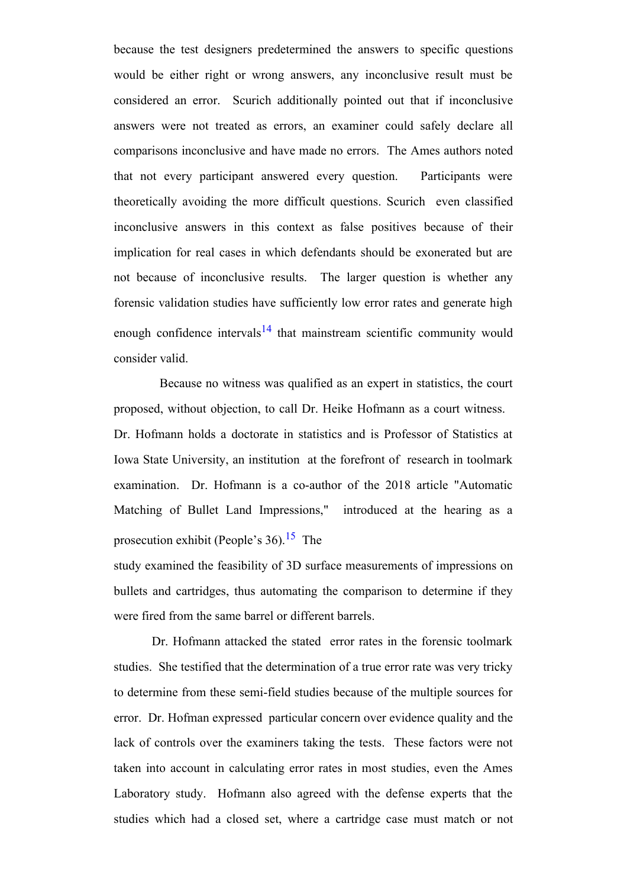because the test designers predetermined the answers to specific questions would be either right or wrong answers, any inconclusive result must be considered an error. Scurich additionally pointed out that if inconclusive answers were not treated as errors, an examiner could safely declare all comparisons inconclusive and have made no errors. The Ames authors noted that not every participant answered every question. Participants were theoretically avoiding the more difficult questions. Scurich even classified inconclusive answers in this context as false positives because of their implication for real cases in which defendants should be exonerated but are not because of inconclusive results. The larger question is whether any forensic validation studies have sufficiently low error rates and generate high enough confidence intervals[14] that mainstream scientific community would consider valid.

Because no witness was qualified as an expert in statistics, the court proposed, without objection, to call Dr. Heike Hofmann as a court witness. Dr. Hofmann holds a doctorate in statistics and is Professor of Statistics at Iowa State University, an institution at the forefront of research in toolmark examination. Dr. Hofmann is a co-author of the 2018 article "Automatic Matching of Bullet Land Impressions," introduced at the hearing as a prosecution exhibit (People's 36).[15] The study examined the feasibility of 3D surface measurements of impressions on bullets and cartridges, thus automating the comparison to determine if they were fired from the same barrel or different barrels.

Dr. Hofmann attacked the stated error rates in the forensic toolmark studies. She testified that the determination of a true error rate was very tricky to determine from these semi-field studies because of the multiple sources for error. Dr. Hofman expressed particular concern over evidence quality and the lack of controls over the examiners taking the tests. These factors were not taken into account in calculating error rates in most studies, even the Ames Laboratory study. Hofmann also agreed with the defense experts that the studies which had a closed set, where a cartridge case must match or not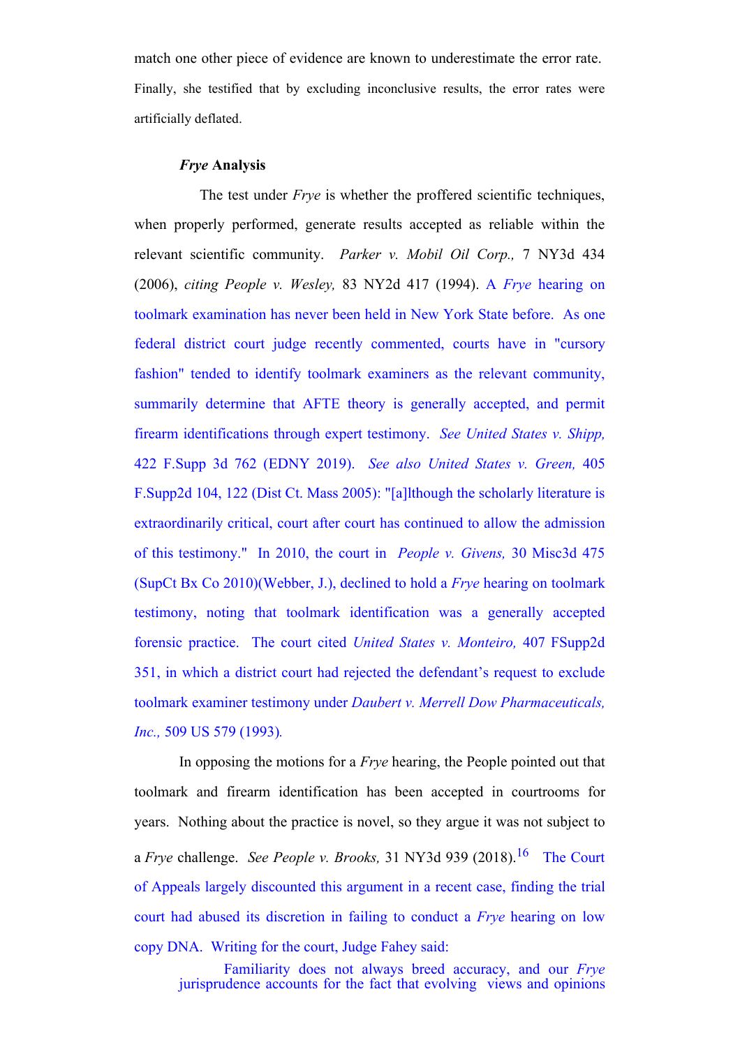match one other piece of evidence are known to underestimate the error rate. Finally, she testified that by excluding inconclusive results, the error rates were artificially deflated.

***Frye* Analysis**

The test under *Frye* is whether the proffered scientific techniques, when properly performed, generate results accepted as reliable within the relevant scientific community. *Parker v. Mobil Oil Corp.,* 7 NY3d 434 (2006), *citing People v. Wesley,* 83 NY2d 417 (1994). A *Frye* hearing on toolmark examination has never been held in New York State before. As one federal district court judge recently commented, courts have in "cursory fashion" tended to identify toolmark examiners as the relevant community, summarily determine that AFTE theory is generally accepted, and permit firearm identifications through expert testimony. *See United States v. Shipp,* 422 F.Supp 3d 762 (EDNY 2019). *See also United States v. Green,* 405 F.Supp2d 104, 122 (Dist Ct. Mass 2005): "[a]lthough the scholarly literature is extraordinarily critical, court after court has continued to allow the admission of this testimony." In 2010, the court in *People v. Givens,* 30 Misc3d 475 (SupCt Bx Co 2010)(Webber, J.), declined to hold a *Frye* hearing on toolmark testimony, noting that toolmark identification was a generally accepted forensic practice. The court cited *United States v. Monteiro,* 407 FSupp2d 351, in which a district court had rejected the defendant's request to exclude toolmark examiner testimony under *Daubert v. Merrell Dow Pharmaceuticals, Inc.,* 509 US 579 (1993).

In opposing the motions for a *Frye* hearing, the People pointed out that toolmark and firearm identification has been accepted in courtrooms for years. Nothing about the practice is novel, so they argue it was not subject to a *Frye* challenge. *See People v. Brooks,* 31 NY3d 939 (2018).[16] The Court of Appeals largely discounted this argument in a recent case, finding the trial court had abused its discretion in failing to conduct a *Frye* hearing on low copy DNA. Writing for the court, Judge Fahey said:

> Familiarity does not always breed accuracy, and our *Frye* jurisprudence accounts for the fact that evolving views and opinions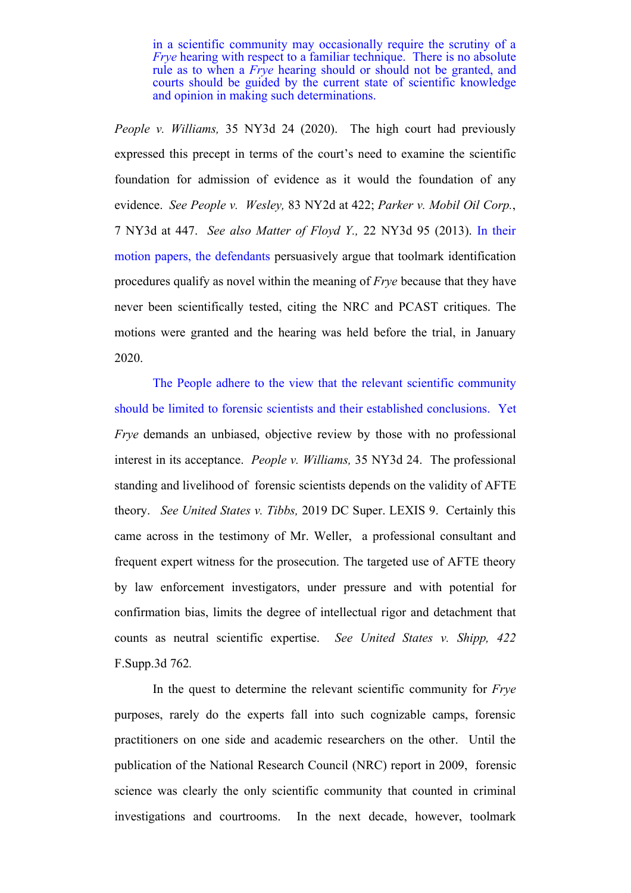> in a scientific community may occasionally require the scrutiny of a *Frye* hearing with respect to a familiar technique. There is no absolute rule as to when a *Frye* hearing should or should not be granted, and courts should be guided by the current state of scientific knowledge and opinion in making such determinations.

*People v. Williams,* 35 NY3d 24 (2020). The high court had previously expressed this precept in terms of the court's need to examine the scientific foundation for admission of evidence as it would the foundation of any evidence. *See People v. Wesley,* 83 NY2d at 422; *Parker v. Mobil Oil Corp.*, 7 NY3d at 447. *See also Matter of Floyd Y.,* 22 NY3d 95 (2013). In their motion papers, the defendants persuasively argue that toolmark identification procedures qualify as novel within the meaning of *Frye* because that they have never been scientifically tested, citing the NRC and PCAST critiques. The motions were granted and the hearing was held before the trial, in January 2020.

The People adhere to the view that the relevant scientific community should be limited to forensic scientists and their established conclusions. Yet *Frye* demands an unbiased, objective review by those with no professional interest in its acceptance. *People v. Williams,* 35 NY3d 24. The professional standing and livelihood of forensic scientists depends on the validity of AFTE theory. *See United States v. Tibbs,* 2019 DC Super. LEXIS 9. Certainly this came across in the testimony of Mr. Weller, a professional consultant and frequent expert witness for the prosecution. The targeted use of AFTE theory by law enforcement investigators, under pressure and with potential for confirmation bias, limits the degree of intellectual rigor and detachment that counts as neutral scientific expertise. *See United States v. Shipp, 422* F.Supp.3d 762.

In the quest to determine the relevant scientific community for *Frye* purposes, rarely do the experts fall into such cognizable camps, forensic practitioners on one side and academic researchers on the other. Until the publication of the National Research Council (NRC) report in 2009, forensic science was clearly the only scientific community that counted in criminal investigations and courtrooms. In the next decade, however, toolmark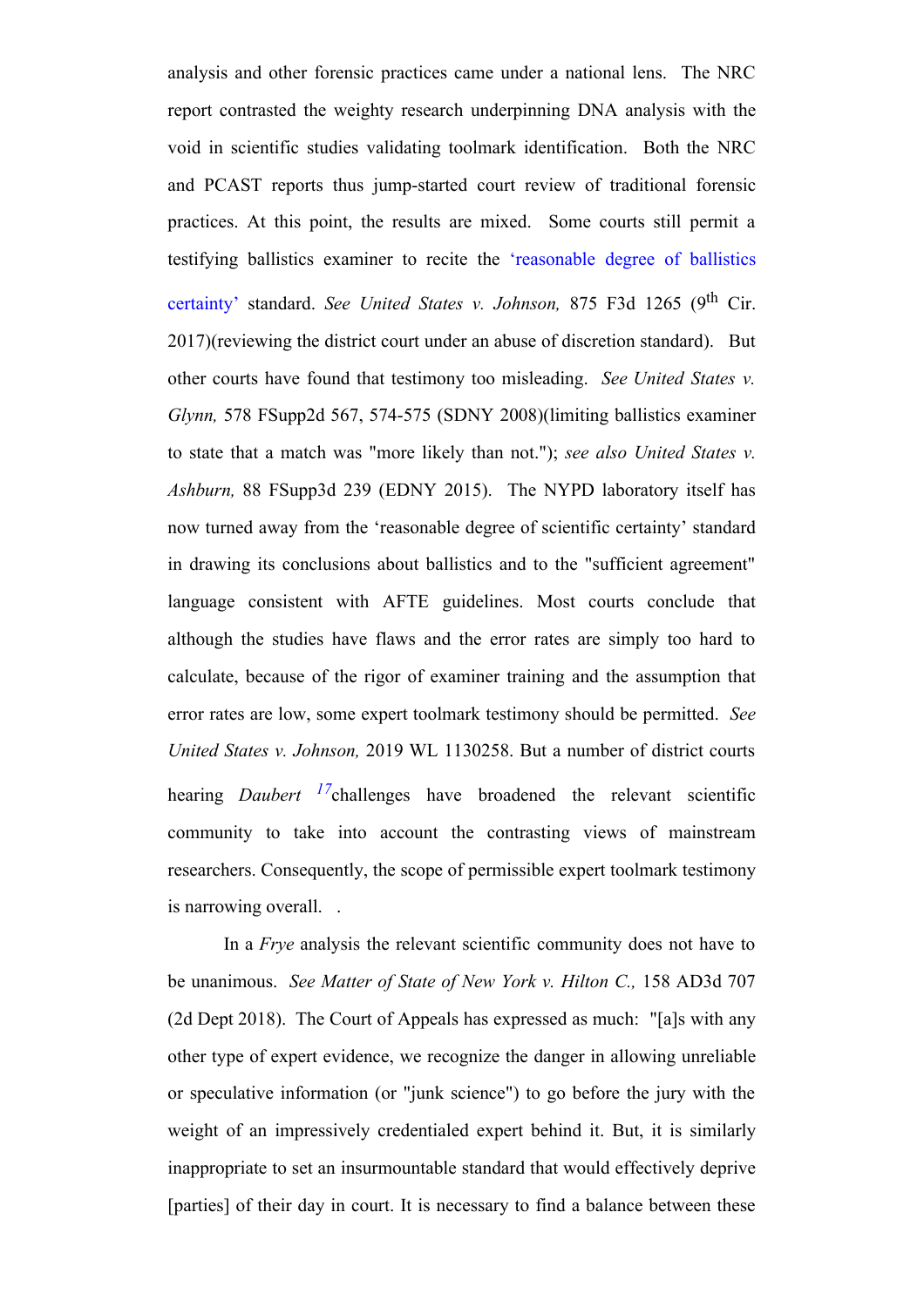analysis and other forensic practices came under a national lens. The NRC report contrasted the weighty research underpinning DNA analysis with the void in scientific studies validating toolmark identification. Both the NRC and PCAST reports thus jump-started court review of traditional forensic practices. At this point, the results are mixed. Some courts still permit a testifying ballistics examiner to recite the 'reasonable degree of ballistics certainty' standard. *See United States v. Johnson,* 875 F3d 1265 (9th Cir. 2017)(reviewing the district court under an abuse of discretion standard). But other courts have found that testimony too misleading. *See United States v. Glynn,* 578 FSupp2d 567, 574-575 (SDNY 2008)(limiting ballistics examiner to state that a match was "more likely than not."); *see also United States v. Ashburn,* 88 FSupp3d 239 (EDNY 2015). The NYPD laboratory itself has now turned away from the 'reasonable degree of scientific certainty' standard in drawing its conclusions about ballistics and to the "sufficient agreement" language consistent with AFTE guidelines. Most courts conclude that although the studies have flaws and the error rates are simply too hard to calculate, because of the rigor of examiner training and the assumption that error rates are low, some expert toolmark testimony should be permitted. *See United States v. Johnson,* 2019 WL 1130258. But a number of district courts hearing *Daubert* [17]challenges have broadened the relevant scientific community to take into account the contrasting views of mainstream researchers. Consequently, the scope of permissible expert toolmark testimony is narrowing overall. .

In a *Frye* analysis the relevant scientific community does not have to be unanimous. *See Matter of State of New York v. Hilton C.,* 158 AD3d 707 (2d Dept 2018). The Court of Appeals has expressed as much: "[a]s with any other type of expert evidence, we recognize the danger in allowing unreliable or speculative information (or "junk science") to go before the jury with the weight of an impressively credentialed expert behind it. But, it is similarly inappropriate to set an insurmountable standard that would effectively deprive [parties] of their day in court. It is necessary to find a balance between these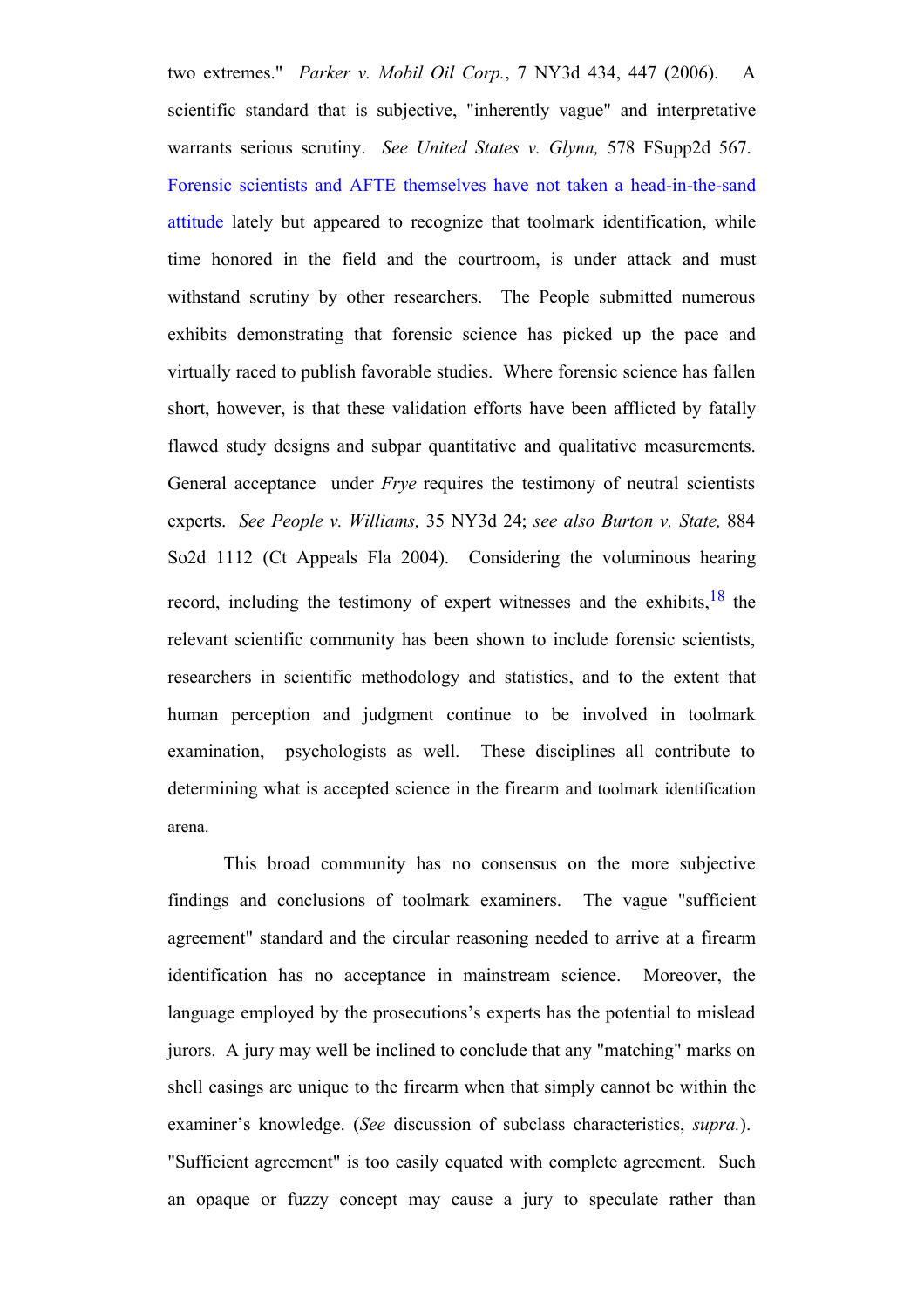two extremes." *Parker v. Mobil Oil Corp.*, 7 NY3d 434, 447 (2006). A scientific standard that is subjective, "inherently vague" and interpretative warrants serious scrutiny. *See United States v. Glynn,* 578 FSupp2d 567. Forensic scientists and AFTE themselves have not taken a head-in-the-sand attitude lately but appeared to recognize that toolmark identification, while time honored in the field and the courtroom, is under attack and must withstand scrutiny by other researchers. The People submitted numerous exhibits demonstrating that forensic science has picked up the pace and virtually raced to publish favorable studies. Where forensic science has fallen short, however, is that these validation efforts have been afflicted by fatally flawed study designs and subpar quantitative and qualitative measurements. General acceptance under *Frye* requires the testimony of neutral scientists experts. *See People v. Williams,* 35 NY3d 24; *see also Burton v. State,* 884 So2d 1112 (Ct Appeals Fla 2004). Considering the voluminous hearing record, including the testimony of expert witnesses and the exhibits,[18] the relevant scientific community has been shown to include forensic scientists, researchers in scientific methodology and statistics, and to the extent that human perception and judgment continue to be involved in toolmark examination, psychologists as well. These disciplines all contribute to determining what is accepted science in the firearm and toolmark identification arena.

This broad community has no consensus on the more subjective findings and conclusions of toolmark examiners. The vague "sufficient agreement" standard and the circular reasoning needed to arrive at a firearm identification has no acceptance in mainstream science. Moreover, the language employed by the prosecutions's experts has the potential to mislead jurors. A jury may well be inclined to conclude that any "matching" marks on shell casings are unique to the firearm when that simply cannot be within the examiner's knowledge. (*See* discussion of subclass characteristics, *supra.*). "Sufficient agreement" is too easily equated with complete agreement. Such an opaque or fuzzy concept may cause a jury to speculate rather than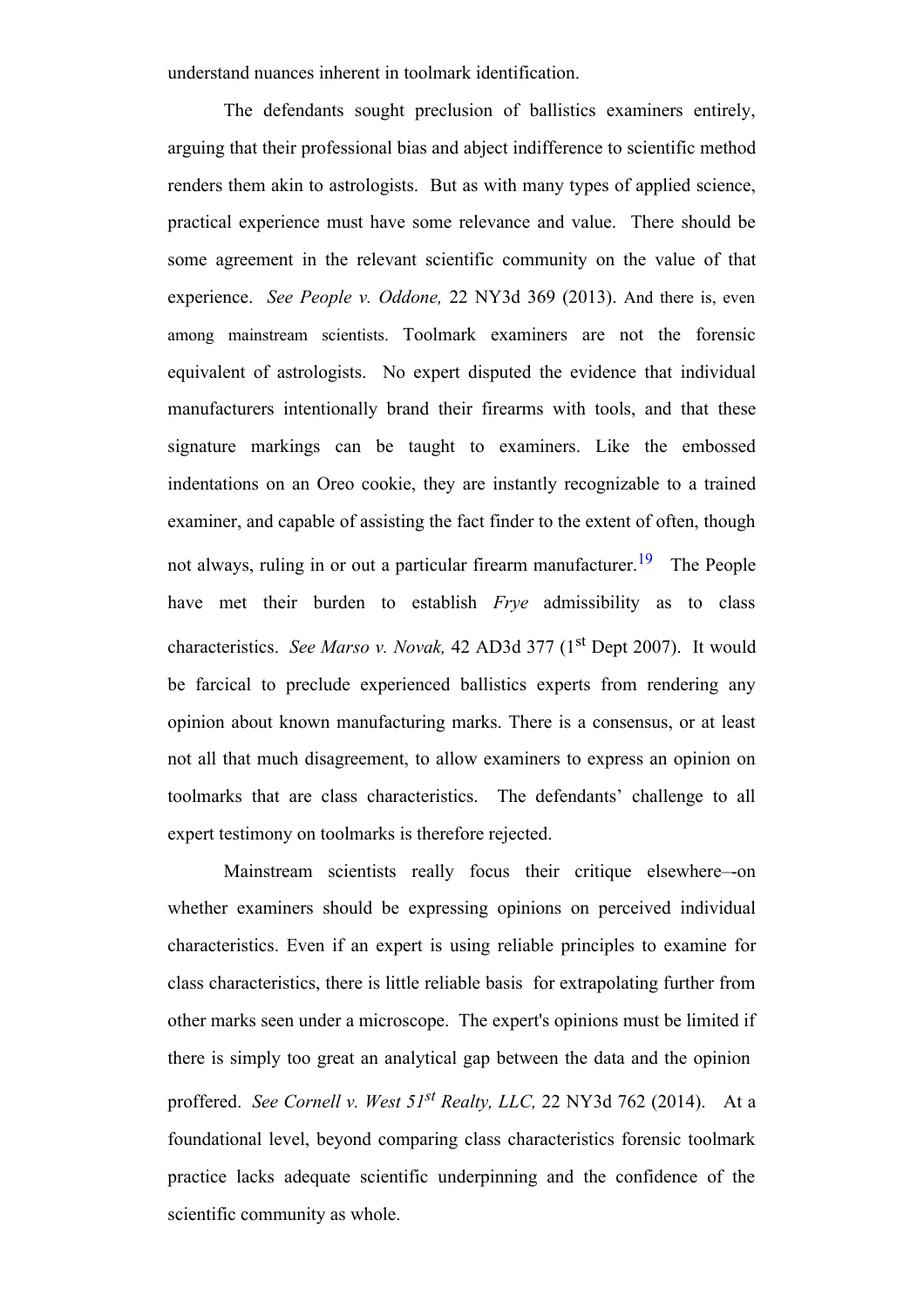understand nuances inherent in toolmark identification.

The defendants sought preclusion of ballistics examiners entirely, arguing that their professional bias and abject indifference to scientific method renders them akin to astrologists. But as with many types of applied science, practical experience must have some relevance and value. There should be some agreement in the relevant scientific community on the value of that experience. *See People v. Oddone,* 22 NY3d 369 (2013). And there is, even among mainstream scientists. Toolmark examiners are not the forensic equivalent of astrologists. No expert disputed the evidence that individual manufacturers intentionally brand their firearms with tools, and that these signature markings can be taught to examiners. Like the embossed indentations on an Oreo cookie, they are instantly recognizable to a trained examiner, and capable of assisting the fact finder to the extent of often, though not always, ruling in or out a particular firearm manufacturer.[19] The People have met their burden to establish *Frye* admissibility as to class characteristics. *See Marso v. Novak,* 42 AD3d 377 (1st Dept 2007). It would be farcical to preclude experienced ballistics experts from rendering any opinion about known manufacturing marks. There is a consensus, or at least not all that much disagreement, to allow examiners to express an opinion on toolmarks that are class characteristics. The defendants' challenge to all expert testimony on toolmarks is therefore rejected.

Mainstream scientists really focus their critique elsewhere–-on whether examiners should be expressing opinions on perceived individual characteristics. Even if an expert is using reliable principles to examine for class characteristics, there is little reliable basis for extrapolating further from other marks seen under a microscope. The expert's opinions must be limited if there is simply too great an analytical gap between the data and the opinion proffered. *See Cornell v. West 51st Realty, LLC,* 22 NY3d 762 (2014). At a foundational level, beyond comparing class characteristics forensic toolmark practice lacks adequate scientific underpinning and the confidence of the scientific community as whole.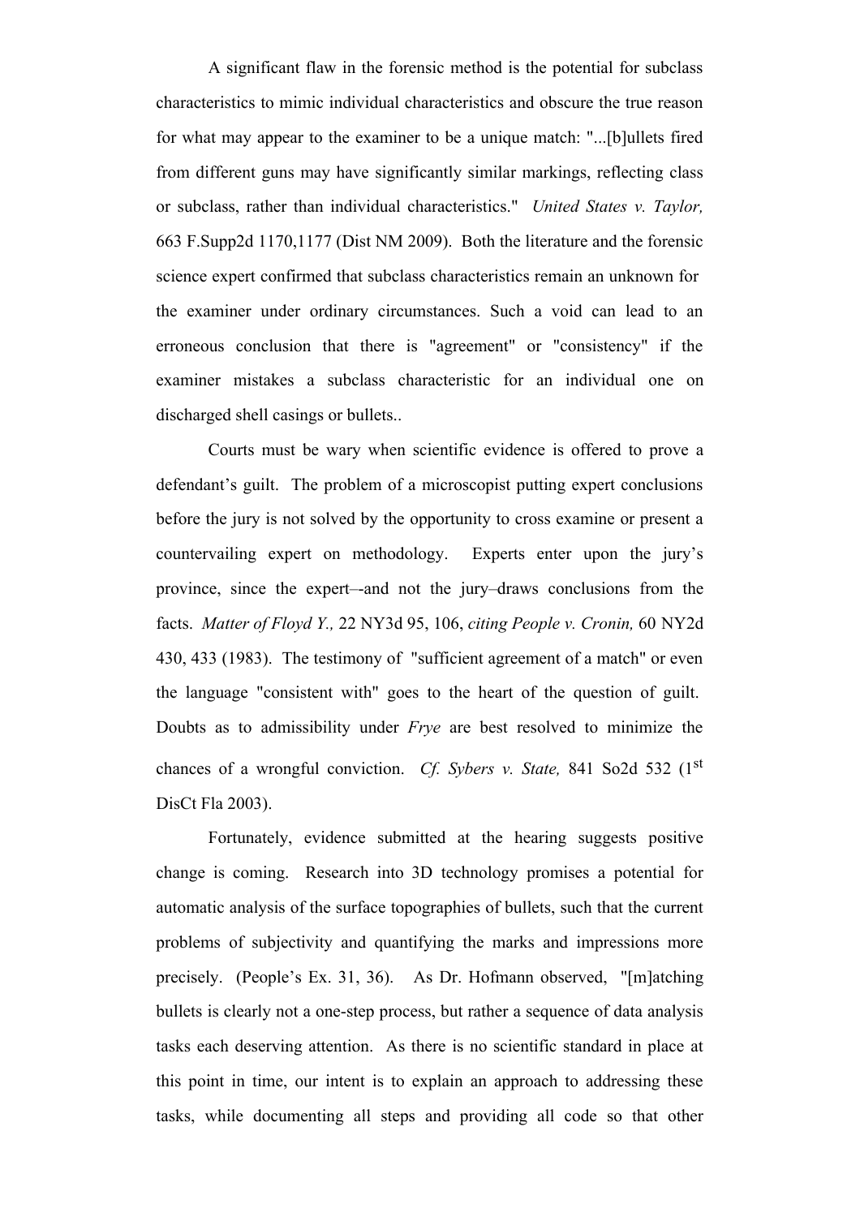A significant flaw in the forensic method is the potential for subclass characteristics to mimic individual characteristics and obscure the true reason for what may appear to the examiner to be a unique match: "...[b]ullets fired from different guns may have significantly similar markings, reflecting class or subclass, rather than individual characteristics." *United States v. Taylor,* 663 F.Supp2d 1170,1177 (Dist NM 2009). Both the literature and the forensic science expert confirmed that subclass characteristics remain an unknown for the examiner under ordinary circumstances. Such a void can lead to an erroneous conclusion that there is "agreement" or "consistency" if the examiner mistakes a subclass characteristic for an individual one on discharged shell casings or bullets..

Courts must be wary when scientific evidence is offered to prove a defendant's guilt. The problem of a microscopist putting expert conclusions before the jury is not solved by the opportunity to cross examine or present a countervailing expert on methodology. Experts enter upon the jury's province, since the expert–-and not the jury–draws conclusions from the facts. *Matter of Floyd Y.,* 22 NY3d 95, 106, *citing People v. Cronin,* 60 NY2d 430, 433 (1983). The testimony of "sufficient agreement of a match" or even the language "consistent with" goes to the heart of the question of guilt. Doubts as to admissibility under *Frye* are best resolved to minimize the chances of a wrongful conviction. *Cf. Sybers v. State,* 841 So2d 532 (1st DisCt Fla 2003).

Fortunately, evidence submitted at the hearing suggests positive change is coming. Research into 3D technology promises a potential for automatic analysis of the surface topographies of bullets, such that the current problems of subjectivity and quantifying the marks and impressions more precisely. (People's Ex. 31, 36). As Dr. Hofmann observed, "[m]atching bullets is clearly not a one-step process, but rather a sequence of data analysis tasks each deserving attention. As there is no scientific standard in place at this point in time, our intent is to explain an approach to addressing these tasks, while documenting all steps and providing all code so that other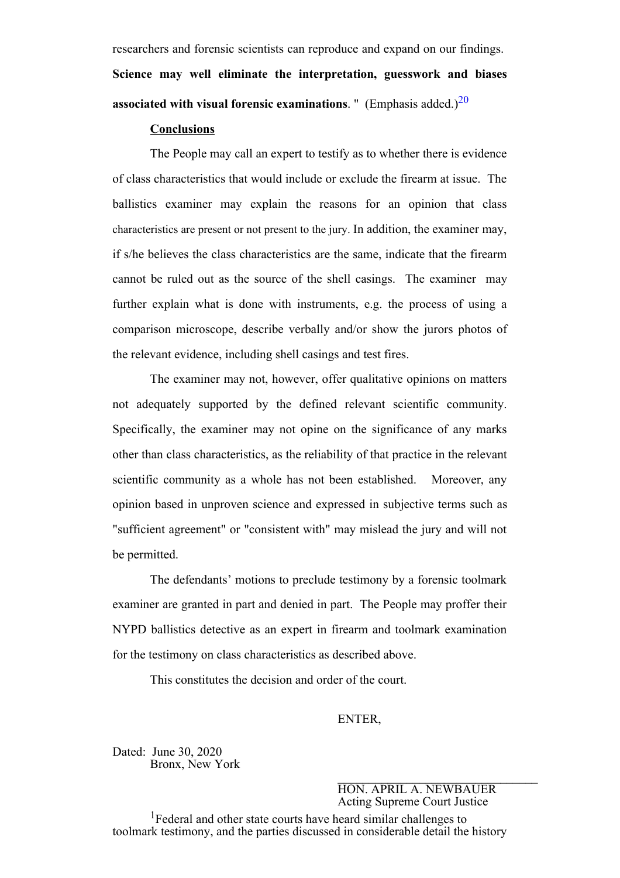researchers and forensic scientists can reproduce and expand on our findings. **Science may well eliminate the interpretation, guesswork and biases associated with visual forensic examinations**. " (Emphasis added.)[20]

**Conclusions**

The People may call an expert to testify as to whether there is evidence of class characteristics that would include or exclude the firearm at issue. The ballistics examiner may explain the reasons for an opinion that class characteristics are present or not present to the jury. In addition, the examiner may, if s/he believes the class characteristics are the same, indicate that the firearm cannot be ruled out as the source of the shell casings. The examiner may further explain what is done with instruments, e.g. the process of using a comparison microscope, describe verbally and/or show the jurors photos of the relevant evidence, including shell casings and test fires.

The examiner may not, however, offer qualitative opinions on matters not adequately supported by the defined relevant scientific community. Specifically, the examiner may not opine on the significance of any marks other than class characteristics, as the reliability of that practice in the relevant scientific community as a whole has not been established. Moreover, any opinion based in unproven science and expressed in subjective terms such as "sufficient agreement" or "consistent with" may mislead the jury and will not be permitted.

The defendants' motions to preclude testimony by a forensic toolmark examiner are granted in part and denied in part. The People may proffer their NYPD ballistics detective as an expert in firearm and toolmark examination for the testimony on class characteristics as described above.

This constitutes the decision and order of the court.

ENTER,

Dated: June 30, 2020
Bronx, New York

HON. APRIL A. NEWBAUER
Acting Supreme Court Justice

[1]Federal and other state courts have heard similar challenges to toolmark testimony, and the parties discussed in considerable detail the history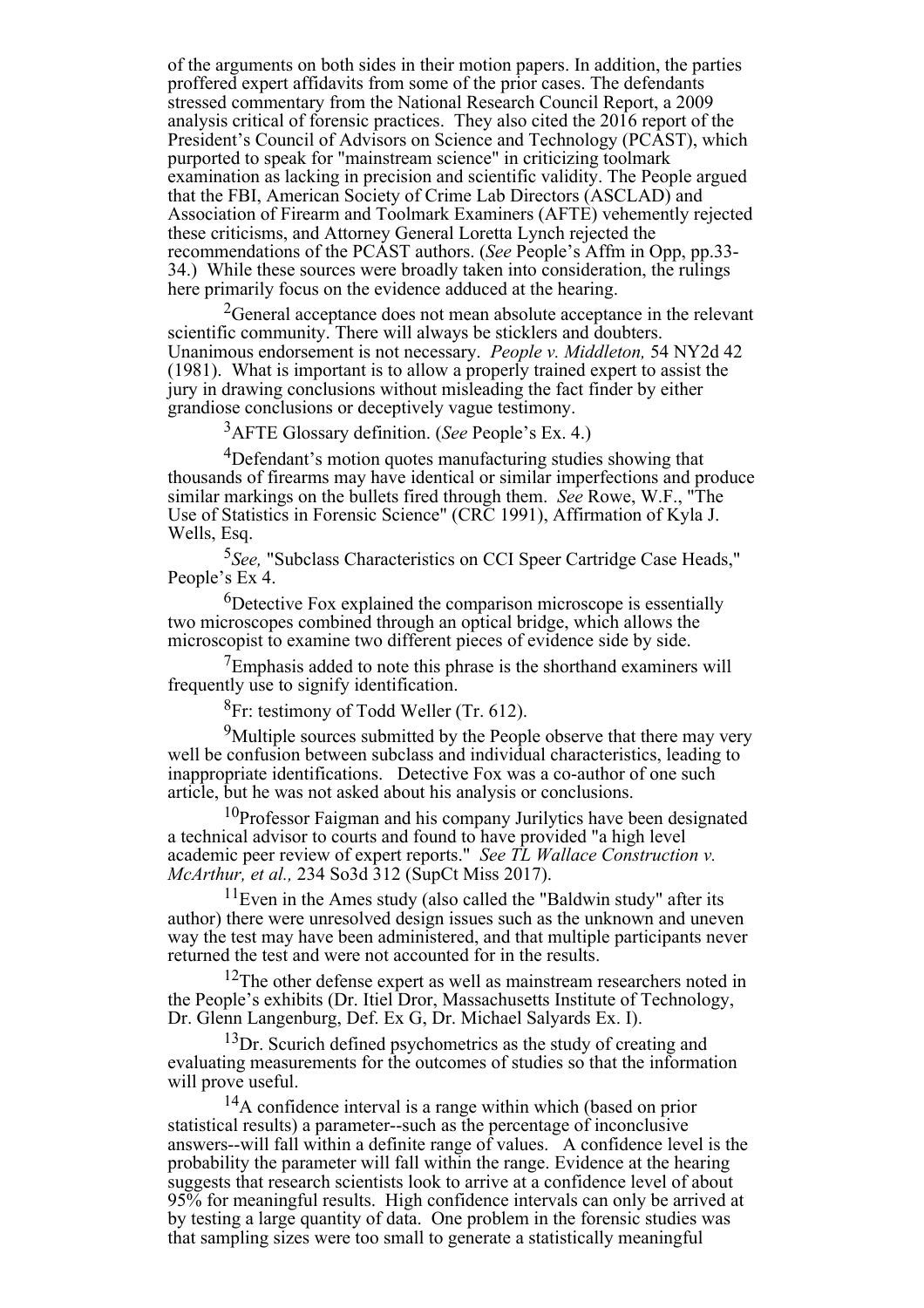of the arguments on both sides in their motion papers. In addition, the parties proffered expert affidavits from some of the prior cases. The defendants stressed commentary from the National Research Council Report, a 2009 analysis critical of forensic practices. They also cited the 2016 report of the President's Council of Advisors on Science and Technology (PCAST), which purported to speak for "mainstream science" in criticizing toolmark examination as lacking in precision and scientific validity. The People argued that the FBI, American Society of Crime Lab Directors (ASCLAD) and Association of Firearm and Toolmark Examiners (AFTE) vehemently rejected these criticisms, and Attorney General Loretta Lynch rejected the recommendations of the PCAST authors. (*See* People's Affm in Opp, pp.33-34.) While these sources were broadly taken into consideration, the rulings here primarily focus on the evidence adduced at the hearing.

[2]General acceptance does not mean absolute acceptance in the relevant scientific community. There will always be sticklers and doubters. Unanimous endorsement is not necessary. *People v. Middleton,* 54 NY2d 42 (1981). What is important is to allow a properly trained expert to assist the jury in drawing conclusions without misleading the fact finder by either grandiose conclusions or deceptively vague testimony.

[3]AFTE Glossary definition. (*See* People's Ex. 4.)

[4]Defendant's motion quotes manufacturing studies showing that thousands of firearms may have identical or similar imperfections and produce similar markings on the bullets fired through them. *See* Rowe, W.F., "The Use of Statistics in Forensic Science" (CRC 1991), Affirmation of Kyla J. Wells, Esq.

[5]*See,* "Subclass Characteristics on CCI Speer Cartridge Case Heads," People's Ex 4.

[6]Detective Fox explained the comparison microscope is essentially two microscopes combined through an optical bridge, which allows the microscopist to examine two different pieces of evidence side by side.

[7]Emphasis added to note this phrase is the shorthand examiners will frequently use to signify identification.

[8]Fr: testimony of Todd Weller (Tr. 612).

[9]Multiple sources submitted by the People observe that there may very well be confusion between subclass and individual characteristics, leading to inappropriate identifications. Detective Fox was a co-author of one such article, but he was not asked about his analysis or conclusions.

[10]Professor Faigman and his company Jurilytics have been designated a technical advisor to courts and found to have provided "a high level academic peer review of expert reports." *See TL Wallace Construction v. McArthur, et al.,* 234 So3d 312 (SupCt Miss 2017).

[11]Even in the Ames study (also called the "Baldwin study" after its author) there were unresolved design issues such as the unknown and uneven way the test may have been administered, and that multiple participants never returned the test and were not accounted for in the results.

[12]The other defense expert as well as mainstream researchers noted in the People's exhibits (Dr. Itiel Dror, Massachusetts Institute of Technology, Dr. Glenn Langenburg, Def. Ex G, Dr. Michael Salyards Ex. I).

[13]Dr. Scurich defined psychometrics as the study of creating and evaluating measurements for the outcomes of studies so that the information will prove useful.

[14]A confidence interval is a range within which (based on prior statistical results) a parameter--such as the percentage of inconclusive answers--will fall within a definite range of values. A confidence level is the probability the parameter will fall within the range. Evidence at the hearing suggests that research scientists look to arrive at a confidence level of about 95% for meaningful results. High confidence intervals can only be arrived at by testing a large quantity of data. One problem in the forensic studies was that sampling sizes were too small to generate a statistically meaningful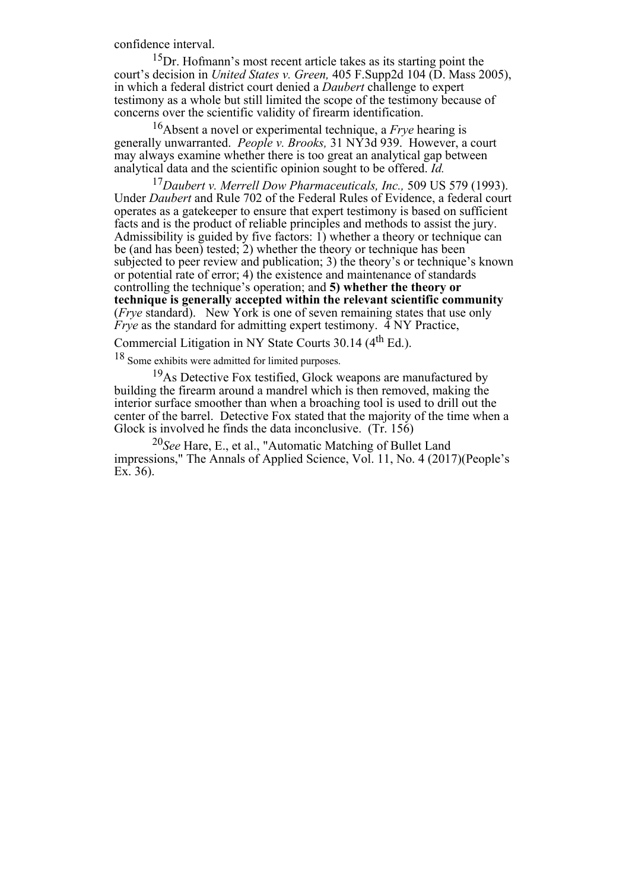confidence interval.

[15]Dr. Hofmann's most recent article takes as its starting point the court's decision in *United States v. Green,* 405 F.Supp2d 104 (D. Mass 2005), in which a federal district court denied a *Daubert* challenge to expert testimony as a whole but still limited the scope of the testimony because of concerns over the scientific validity of firearm identification.

[16]Absent a novel or experimental technique, a *Frye* hearing is generally unwarranted. *People v. Brooks,* 31 NY3d 939. However, a court may always examine whether there is too great an analytical gap between analytical data and the scientific opinion sought to be offered. *Id.*

[17]*Daubert v. Merrell Dow Pharmaceuticals, Inc.,* 509 US 579 (1993). Under *Daubert* and Rule 702 of the Federal Rules of Evidence, a federal court operates as a gatekeeper to ensure that expert testimony is based on sufficient facts and is the product of reliable principles and methods to assist the jury. Admissibility is guided by five factors: 1) whether a theory or technique can be (and has been) tested; 2) whether the theory or technique has been subjected to peer review and publication; 3) the theory's or technique's known or potential rate of error; 4) the existence and maintenance of standards controlling the technique's operation; and **5) whether the theory or technique is generally accepted within the relevant scientific community** (*Frye* standard). New York is one of seven remaining states that use only *Frye* as the standard for admitting expert testimony. 4 NY Practice, Commercial Litigation in NY State Courts 30.14 (4th Ed.).

[18] Some exhibits were admitted for limited purposes.

[19]As Detective Fox testified, Glock weapons are manufactured by building the firearm around a mandrel which is then removed, making the interior surface smoother than when a broaching tool is used to drill out the center of the barrel. Detective Fox stated that the majority of the time when a Glock is involved he finds the data inconclusive. (Tr. 156)

[20]*See* Hare, E., et al., "Automatic Matching of Bullet Land impressions," The Annals of Applied Science, Vol. 11, No. 4 (2017)(People's Ex. 36).